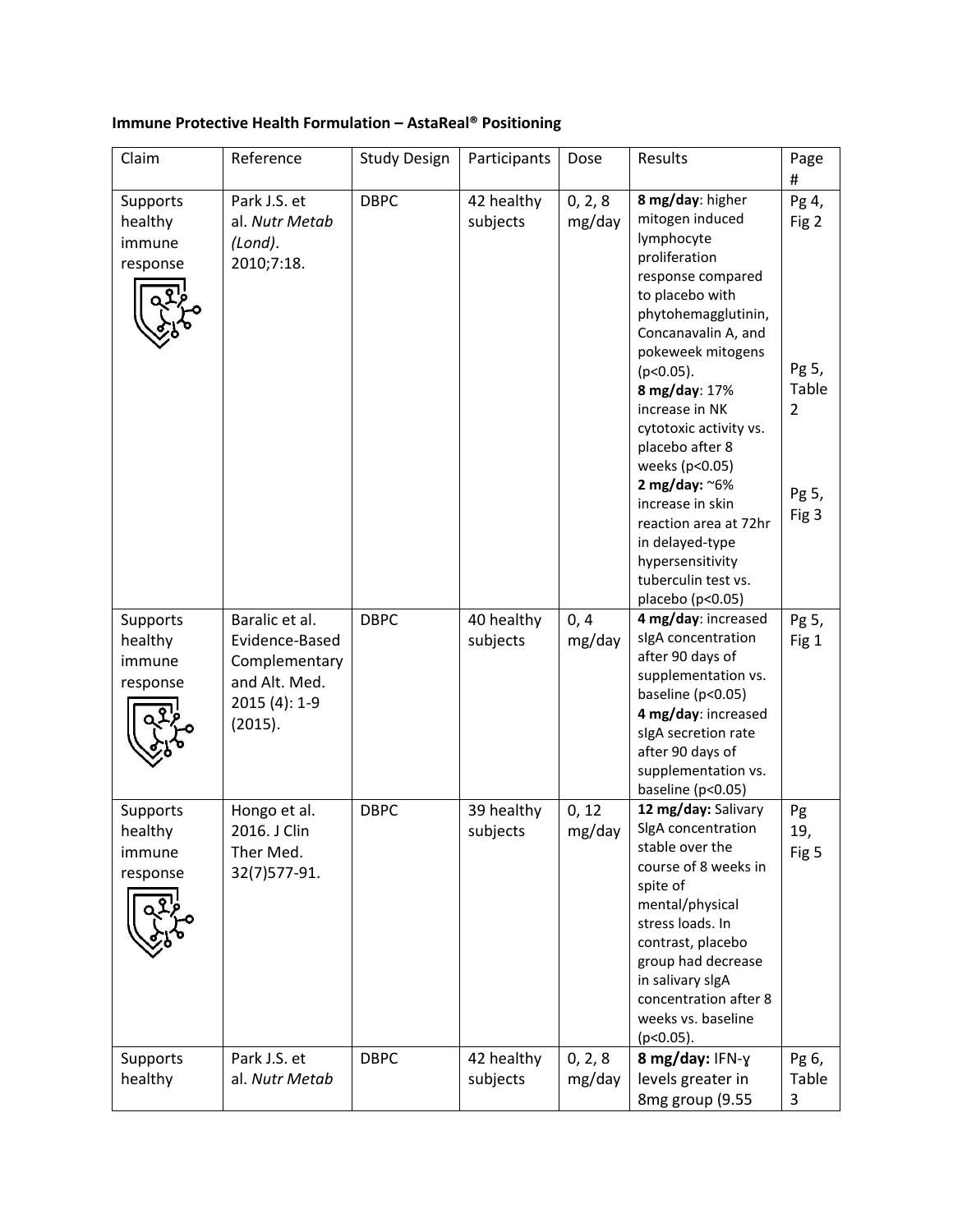**Immune Protective Health Formulation – AstaReal® Positioning**

| Claim | Reference | Study Design | Participants | Dose | Results | Page # |
|---|---|---|---|---|---|---|
| Supports healthy immune response | Park J.S. et al. *Nutr Metab (Lond)*. 2010;7:18. | DBPC | 42 healthy subjects | 0, 2, 8 mg/day | **8 mg/day**: higher mitogen induced lymphocyte proliferation response compared to placebo with phytohemagglutinin, Concanavalin A, and pokeweek mitogens ($p<0.05$). **8 mg/day**: 17% increase in NK cytotoxic activity vs. placebo after 8 weeks ($p<0.05$) **2 mg/day:** ~6% increase in skin reaction area at 72hr in delayed-type hypersensitivity tuberculin test vs. placebo ($p<0.05$) | Pg 4, Fig 2 Pg 5, Table 2 Pg 5, Fig 3 |
| Supports healthy immune response | Baralic et al. Evidence-Based Complementary and Alt. Med. 2015 (4): 1-9 (2015). | DBPC | 40 healthy subjects | 0, 4 mg/day | **4 mg/day**: increased sIgA concentration after 90 days of supplementation vs. baseline ($p<0.05$) **4 mg/day**: increased sIgA secretion rate after 90 days of supplementation vs. baseline ($p<0.05$) | Pg 5, Fig 1 |
| Supports healthy immune response | Hongo et al. 2016. J Clin Ther Med. 32(7)577-91. | DBPC | 39 healthy subjects | 0, 12 mg/day | **12 mg/day:** Salivary SIgA concentration stable over the course of 8 weeks in spite of mental/physical stress loads. In contrast, placebo group had decrease in salivary sIgA concentration after 8 weeks vs. baseline ($p<0.05$). | Pg 19, Fig 5 |
| Supports healthy | Park J.S. et al. *Nutr Metab* | DBPC | 42 healthy subjects | 0, 2, 8 mg/day | **8 mg/day:** IFN-γ levels greater in 8mg group (9.55 | Pg 6, Table 3 |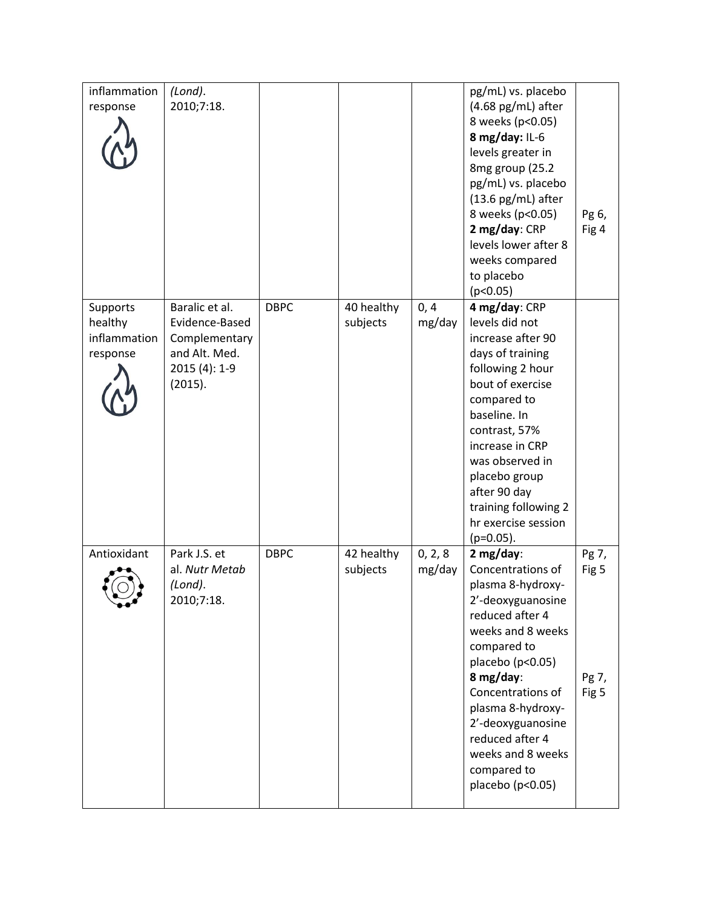| | | | | | | |
|---|---|---|---|---|---|---|
| inflammation response | *(Lond)*. 2010;7:18. | | | | pg/mL) vs. placebo (4.68 pg/mL) after 8 weeks ($p<0.05$) **8 mg/day:** IL-6 levels greater in 8mg group (25.2 pg/mL) vs. placebo (13.6 pg/mL) after 8 weeks ($p<0.05$) **2 mg/day**: CRP levels lower after 8 weeks compared to placebo ($p<0.05$) | Pg 6, Fig 4 |
| Supports healthy inflammation response | Baralic et al. Evidence-Based Complementary and Alt. Med. 2015 (4): 1-9 (2015). | DBPC | 40 healthy subjects | 0, 4 mg/day | **4 mg/day**: CRP levels did not increase after 90 days of training following 2 hour bout of exercise compared to baseline. In contrast, 57% increase in CRP was observed in placebo group after 90 day training following 2 hr exercise session ($p=0.05$). | |
| Antioxidant | Park J.S. et al. *Nutr Metab (Lond)*. 2010;7:18. | DBPC | 42 healthy subjects | 0, 2, 8 mg/day | **2 mg/day**: Concentrations of plasma 8-hydroxy-2'-deoxyguanosine reduced after 4 weeks and 8 weeks compared to placebo ($p<0.05$) **8 mg/day**: Concentrations of plasma 8-hydroxy-2'-deoxyguanosine reduced after 4 weeks and 8 weeks compared to placebo ($p<0.05$) | Pg 7, Fig 5 Pg 7, Fig 5 |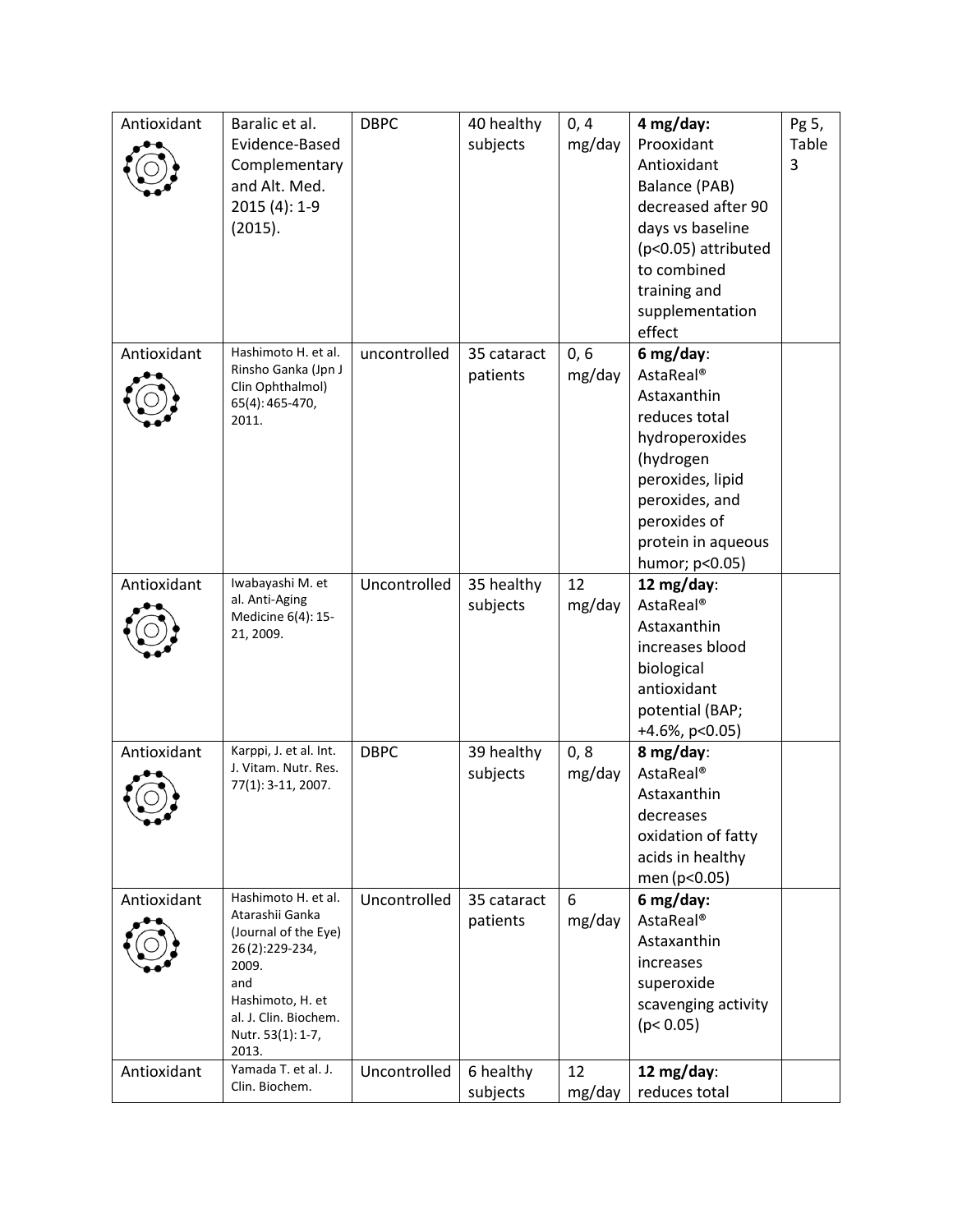| Antioxidant | Baralic et al. Evidence-Based Complementary and Alt. Med. 2015 (4): 1-9 (2015). | DBPC | 40 healthy subjects | 0, 4 mg/day | **4 mg/day:** Prooxidant Antioxidant Balance (PAB) decreased after 90 days vs baseline ($p<0.05$) attributed to combined training and supplementation effect | Pg 5, Table 3 |
|---|---|---|---|---|---|---|
| Antioxidant | Hashimoto H. et al. Rinsho Ganka (Jpn J Clin Ophthalmol) 65(4): 465-470, 2011. | uncontrolled | 35 cataract patients | 0, 6 mg/day | **6 mg/day**: AstaReal® Astaxanthin reduces total hydroperoxides (hydrogen peroxides, lipid peroxides, and peroxides of protein in aqueous humor; $p<0.05$) | |
| Antioxidant | Iwabayashi M. et al. Anti-Aging Medicine 6(4): 15-21, 2009. | Uncontrolled | 35 healthy subjects | 12 mg/day | **12 mg/day**: AstaReal® Astaxanthin increases blood biological antioxidant potential (BAP; +4.6%, $p<0.05$) | |
| Antioxidant | Karppi, J. et al. Int. J. Vitam. Nutr. Res. 77(1): 3-11, 2007. | DBPC | 39 healthy subjects | 0, 8 mg/day | **8 mg/day**: AstaReal® Astaxanthin decreases oxidation of fatty acids in healthy men ($p<0.05$) | |
| Antioxidant | Hashimoto H. et al. Atarashii Ganka (Journal of the Eye) 26(2):229-234, 2009. and Hashimoto, H. et al. J. Clin. Biochem. Nutr. 53(1): 1-7, 2013. | Uncontrolled | 35 cataract patients | 6 mg/day | **6 mg/day:** AstaReal® Astaxanthin increases superoxide scavenging activity ($p< 0.05$) | |
| Antioxidant | Yamada T. et al. J. Clin. Biochem. | Uncontrolled | 6 healthy subjects | 12 mg/day | **12 mg/day**: reduces total | |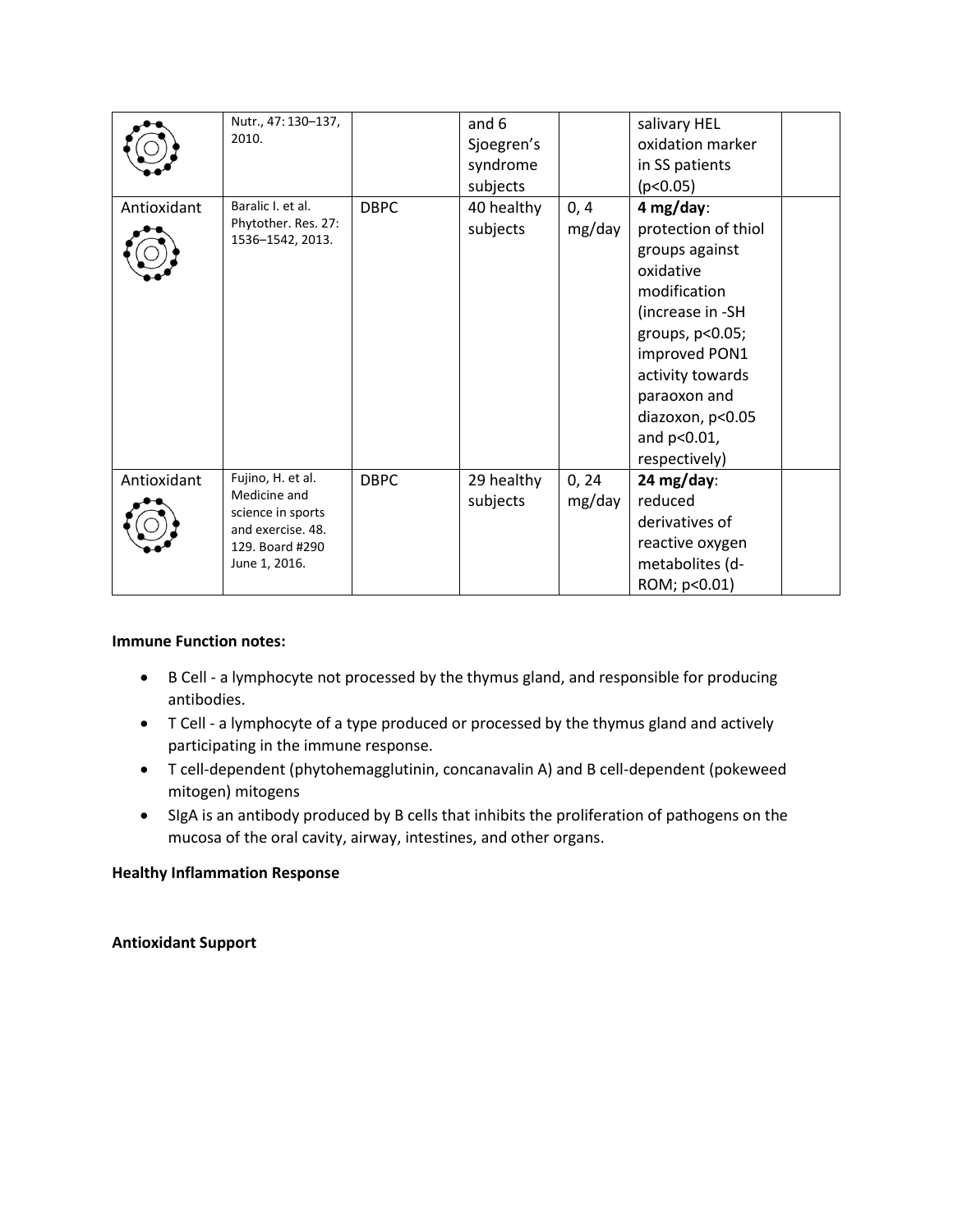| | | | | | | |
|---|---|---|---|---|---|---|
| | Nutr., 47: 130–137, 2010. | | and 6 Sjoegren's syndrome subjects | | salivary HEL oxidation marker in SS patients ($p<0.05$) | |
| Antioxidant | Baralic I. et al. Phytother. Res. 27: 1536–1542, 2013. | DBPC | 40 healthy subjects | 0, 4 mg/day | **4 mg/day**: protection of thiol groups against oxidative modification (increase in -SH groups, $p<0.05$; improved PON1 activity towards paraoxon and diazoxon, $p<0.05$ and $p<0.01$, respectively) | |
| Antioxidant | Fujino, H. et al. Medicine and science in sports and exercise. 48. 129. Board #290 June 1, 2016. | DBPC | 29 healthy subjects | 0, 24 mg/day | **24 mg/day**: reduced derivatives of reactive oxygen metabolites (d-ROM; $p<0.01$) | |

**Immune Function notes:**

- B Cell - a lymphocyte not processed by the thymus gland, and responsible for producing antibodies.
- T Cell - a lymphocyte of a type produced or processed by the thymus gland and actively participating in the immune response.
- T cell-dependent (phytohemagglutinin, concanavalin A) and B cell-dependent (pokeweed mitogen) mitogens
- SIgA is an antibody produced by B cells that inhibits the proliferation of pathogens on the mucosa of the oral cavity, airway, intestines, and other organs.

**Healthy Inflammation Response**

**Antioxidant Support**